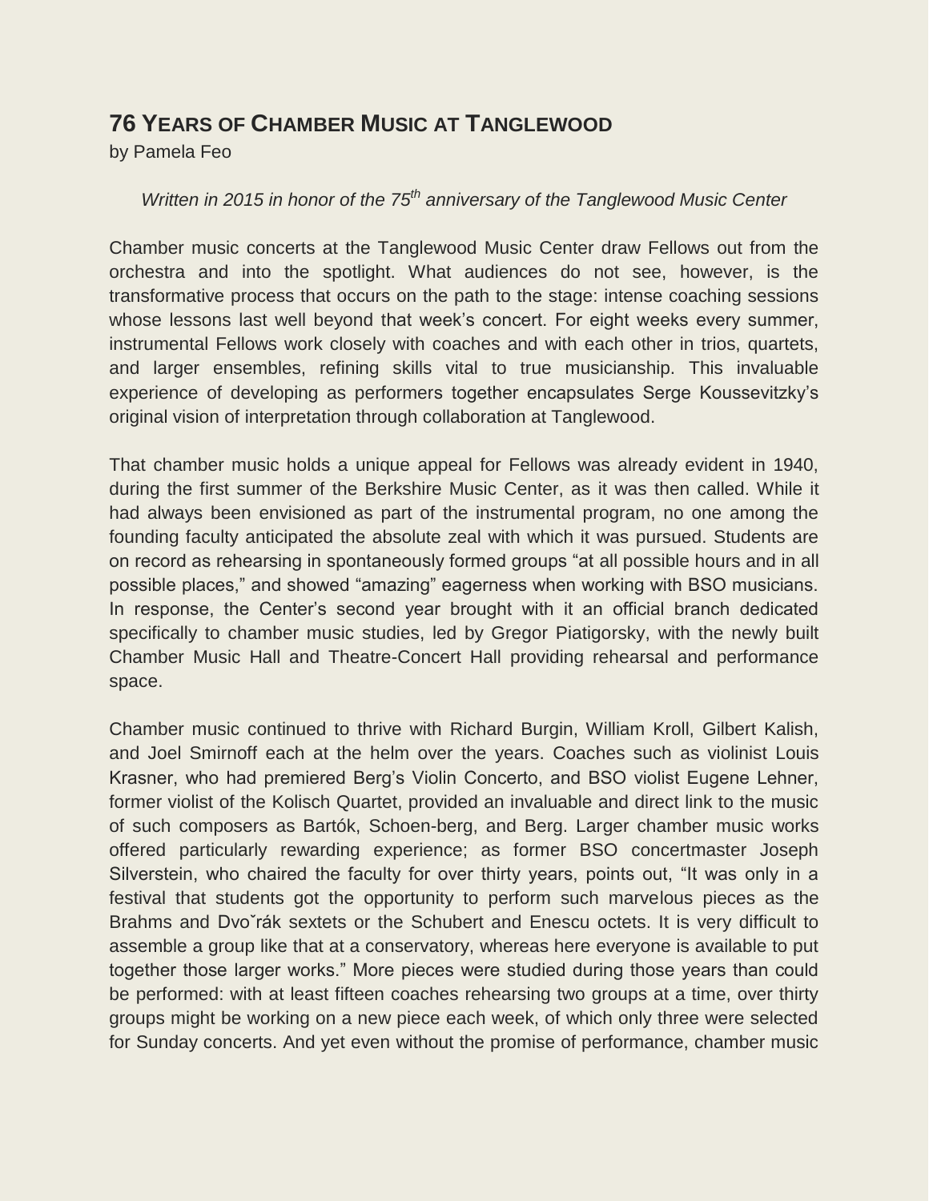# 76 Years of Chamber Music at Tanglewood

by Pamela Feo

*Written in 2015 in honor of the 75th anniversary of the Tanglewood Music Center*

Chamber music concerts at the Tanglewood Music Center draw Fellows out from the orchestra and into the spotlight. What audiences do not see, however, is the transformative process that occurs on the path to the stage: intense coaching sessions whose lessons last well beyond that week's concert. For eight weeks every summer, instrumental Fellows work closely with coaches and with each other in trios, quartets, and larger ensembles, refining skills vital to true musicianship. This invaluable experience of developing as performers together encapsulates Serge Koussevitzky's original vision of interpretation through collaboration at Tanglewood.

That chamber music holds a unique appeal for Fellows was already evident in 1940, during the first summer of the Berkshire Music Center, as it was then called. While it had always been envisioned as part of the instrumental program, no one among the founding faculty anticipated the absolute zeal with which it was pursued. Students are on record as rehearsing in spontaneously formed groups "at all possible hours and in all possible places," and showed "amazing" eagerness when working with BSO musicians. In response, the Center's second year brought with it an official branch dedicated specifically to chamber music studies, led by Gregor Piatigorsky, with the newly built Chamber Music Hall and Theatre-Concert Hall providing rehearsal and performance space.

Chamber music continued to thrive with Richard Burgin, William Kroll, Gilbert Kalish, and Joel Smirnoff each at the helm over the years. Coaches such as violinist Louis Krasner, who had premiered Berg's Violin Concerto, and BSO violist Eugene Lehner, former violist of the Kolisch Quartet, provided an invaluable and direct link to the music of such composers as Bartók, Schoen-berg, and Berg. Larger chamber music works offered particularly rewarding experience; as former BSO concertmaster Joseph Silverstein, who chaired the faculty for over thirty years, points out, "It was only in a festival that students got the opportunity to perform such marvelous pieces as the Brahms and Dvořák sextets or the Schubert and Enescu octets. It is very difficult to assemble a group like that at a conservatory, whereas here everyone is available to put together those larger works." More pieces were studied during those years than could be performed: with at least fifteen coaches rehearsing two groups at a time, over thirty groups might be working on a new piece each week, of which only three were selected for Sunday concerts. And yet even without the promise of performance, chamber music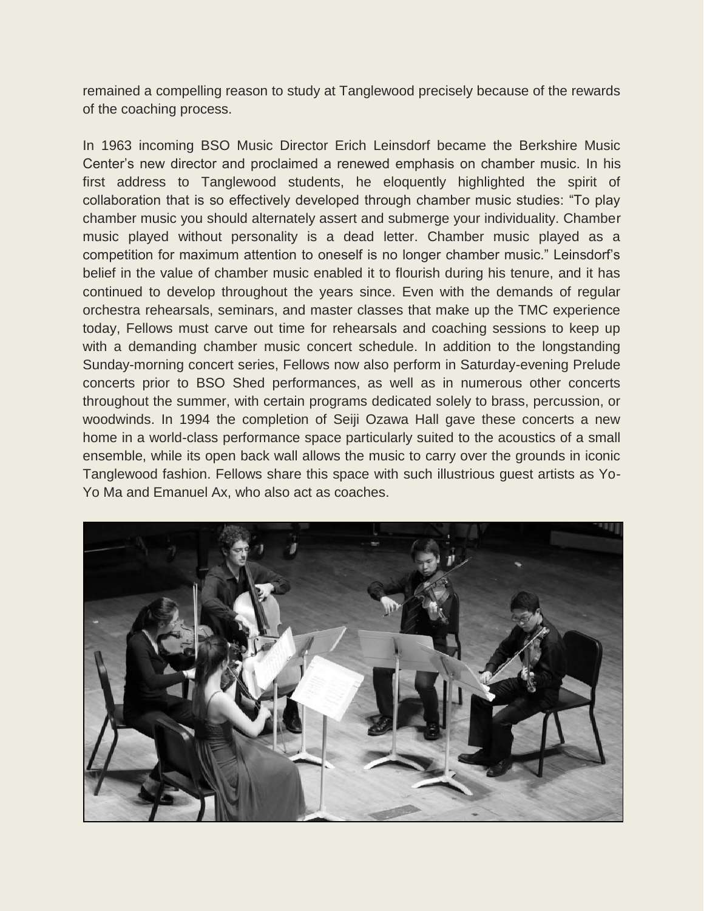remained a compelling reason to study at Tanglewood precisely because of the rewards of the coaching process.

In 1963 incoming BSO Music Director Erich Leinsdorf became the Berkshire Music Center's new director and proclaimed a renewed emphasis on chamber music. In his first address to Tanglewood students, he eloquently highlighted the spirit of collaboration that is so effectively developed through chamber music studies: "To play chamber music you should alternately assert and submerge your individuality. Chamber music played without personality is a dead letter. Chamber music played as a competition for maximum attention to oneself is no longer chamber music." Leinsdorf's belief in the value of chamber music enabled it to flourish during his tenure, and it has continued to develop throughout the years since. Even with the demands of regular orchestra rehearsals, seminars, and master classes that make up the TMC experience today, Fellows must carve out time for rehearsals and coaching sessions to keep up with a demanding chamber music concert schedule. In addition to the longstanding Sunday-morning concert series, Fellows now also perform in Saturday-evening Prelude concerts prior to BSO Shed performances, as well as in numerous other concerts throughout the summer, with certain programs dedicated solely to brass, percussion, or woodwinds. In 1994 the completion of Seiji Ozawa Hall gave these concerts a new home in a world-class performance space particularly suited to the acoustics of a small ensemble, while its open back wall allows the music to carry over the grounds in iconic Tanglewood fashion. Fellows share this space with such illustrious guest artists as Yo-Yo Ma and Emanuel Ax, who also act as coaches.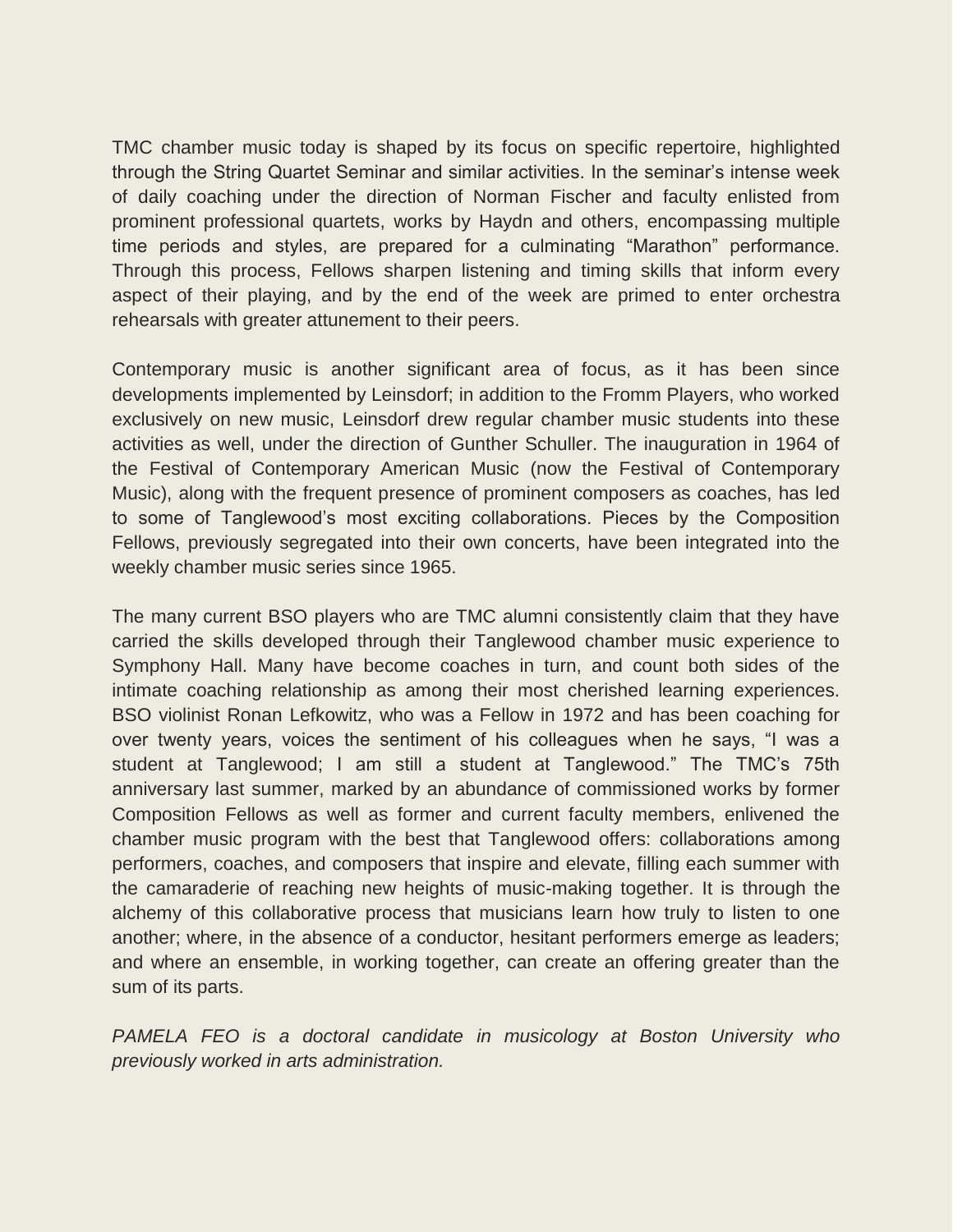TMC chamber music today is shaped by its focus on specific repertoire, highlighted through the String Quartet Seminar and similar activities. In the seminar's intense week of daily coaching under the direction of Norman Fischer and faculty enlisted from prominent professional quartets, works by Haydn and others, encompassing multiple time periods and styles, are prepared for a culminating "Marathon" performance. Through this process, Fellows sharpen listening and timing skills that inform every aspect of their playing, and by the end of the week are primed to enter orchestra rehearsals with greater attunement to their peers.

Contemporary music is another significant area of focus, as it has been since developments implemented by Leinsdorf; in addition to the Fromm Players, who worked exclusively on new music, Leinsdorf drew regular chamber music students into these activities as well, under the direction of Gunther Schuller. The inauguration in 1964 of the Festival of Contemporary American Music (now the Festival of Contemporary Music), along with the frequent presence of prominent composers as coaches, has led to some of Tanglewood's most exciting collaborations. Pieces by the Composition Fellows, previously segregated into their own concerts, have been integrated into the weekly chamber music series since 1965.

The many current BSO players who are TMC alumni consistently claim that they have carried the skills developed through their Tanglewood chamber music experience to Symphony Hall. Many have become coaches in turn, and count both sides of the intimate coaching relationship as among their most cherished learning experiences. BSO violinist Ronan Lefkowitz, who was a Fellow in 1972 and has been coaching for over twenty years, voices the sentiment of his colleagues when he says, "I was a student at Tanglewood; I am still a student at Tanglewood." The TMC's 75th anniversary last summer, marked by an abundance of commissioned works by former Composition Fellows as well as former and current faculty members, enlivened the chamber music program with the best that Tanglewood offers: collaborations among performers, coaches, and composers that inspire and elevate, filling each summer with the camaraderie of reaching new heights of music-making together. It is through the alchemy of this collaborative process that musicians learn how truly to listen to one another; where, in the absence of a conductor, hesitant performers emerge as leaders; and where an ensemble, in working together, can create an offering greater than the sum of its parts.

*PAMELA FEO is a doctoral candidate in musicology at Boston University who previously worked in arts administration.*